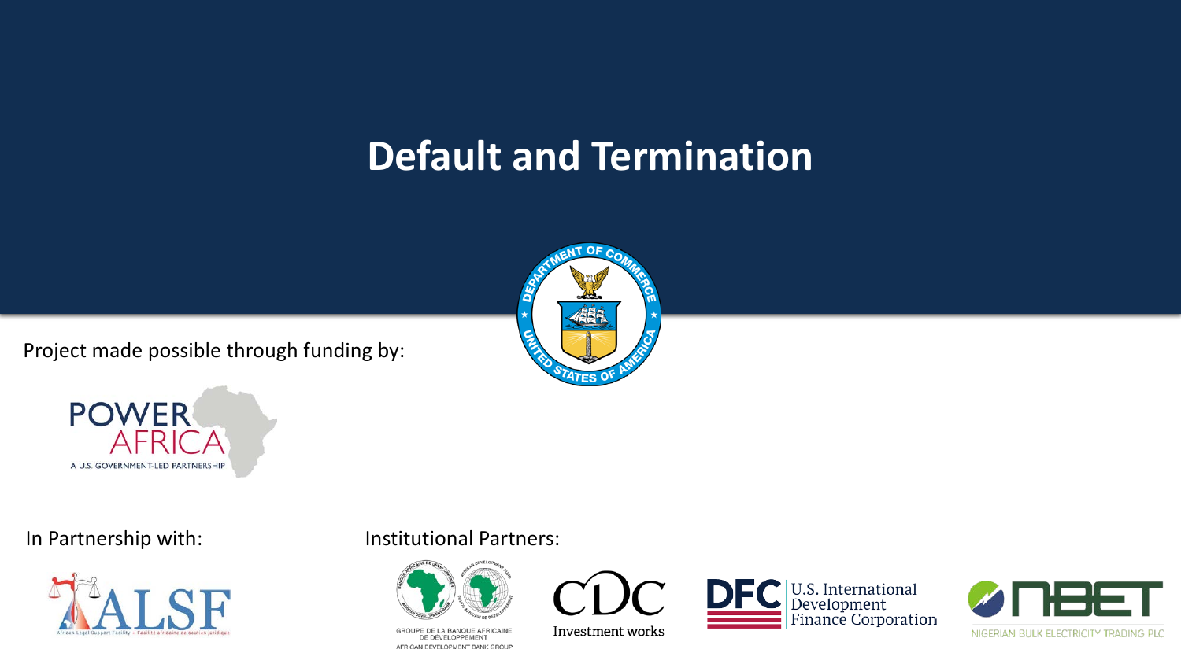# Default and Termination

Project made possible through funding by:

In Partnership with:

Institutional Partners: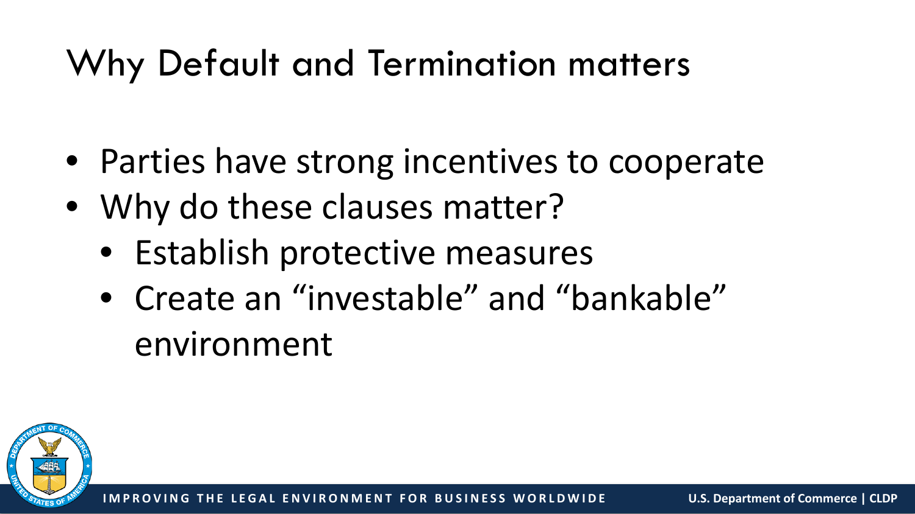# Why Default and Termination matters

- Parties have strong incentives to cooperate
- Why do these clauses matter?
  - Establish protective measures
  - Create an “investable” and “bankable” environment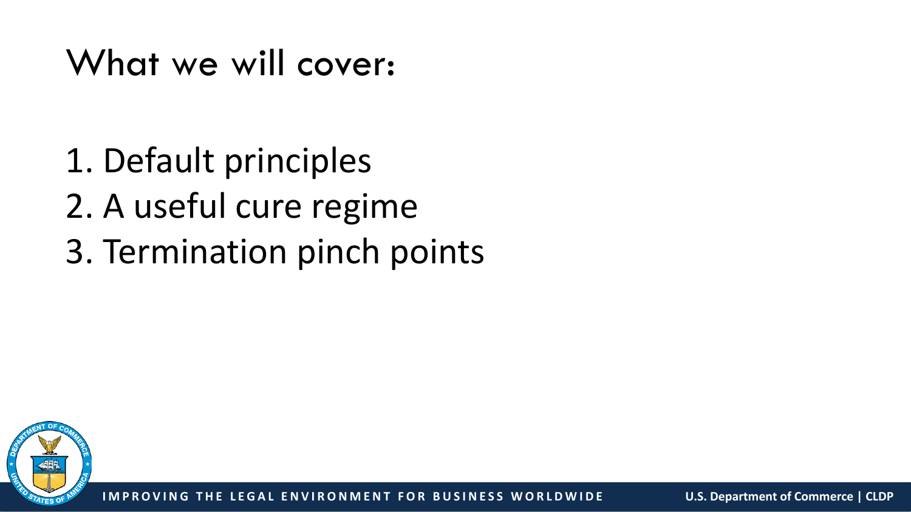# What we will cover:

1. Default principles
2. A useful cure regime
3. Termination pinch points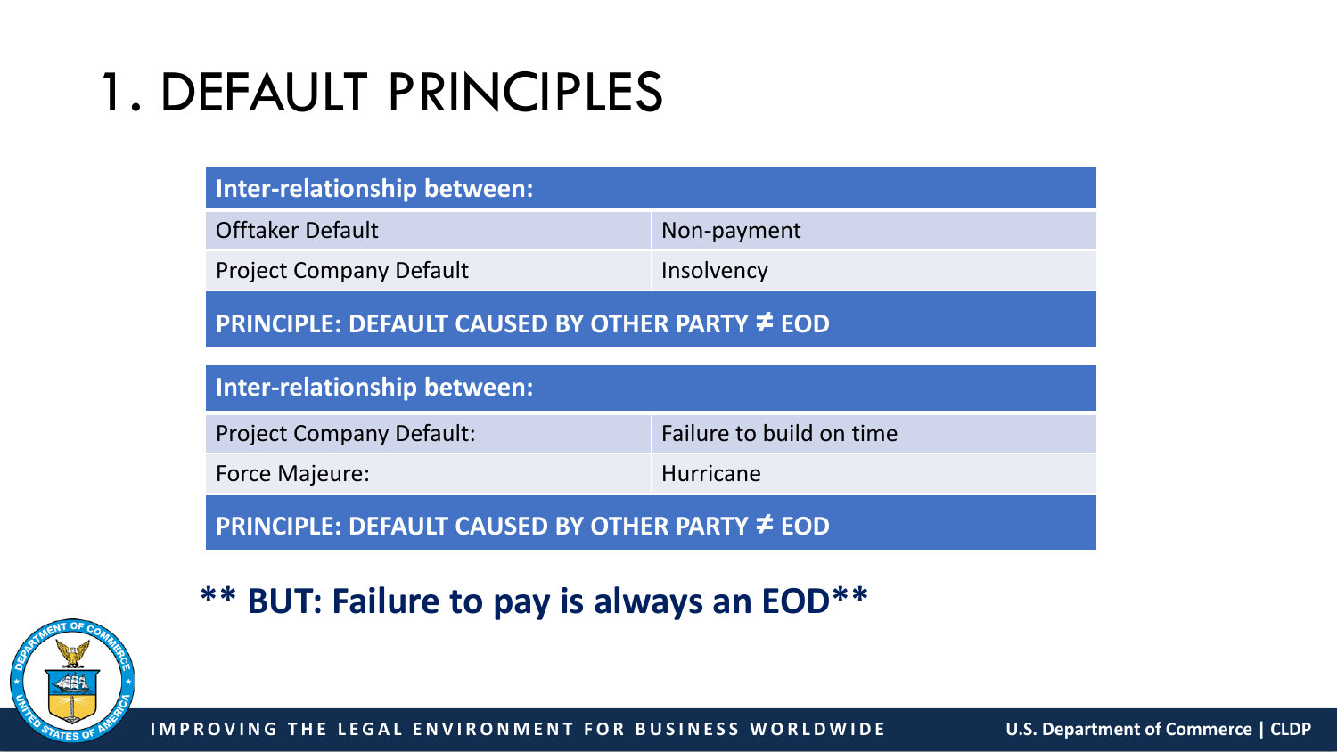# 1. DEFAULT PRINCIPLES

| Inter-relationship between: | |
|---|---|
| Offtaker Default | Non-payment |
| Project Company Default | Insolvency |
| **PRINCIPLE: DEFAULT CAUSED BY OTHER PARTY ≠ EOD** | |

| Inter-relationship between: | |
|---|---|
| Project Company Default: | Failure to build on time |
| Force Majeure: | Hurricane |
| **PRINCIPLE: DEFAULT CAUSED BY OTHER PARTY ≠ EOD** | |

**** BUT: Failure to pay is always an EOD****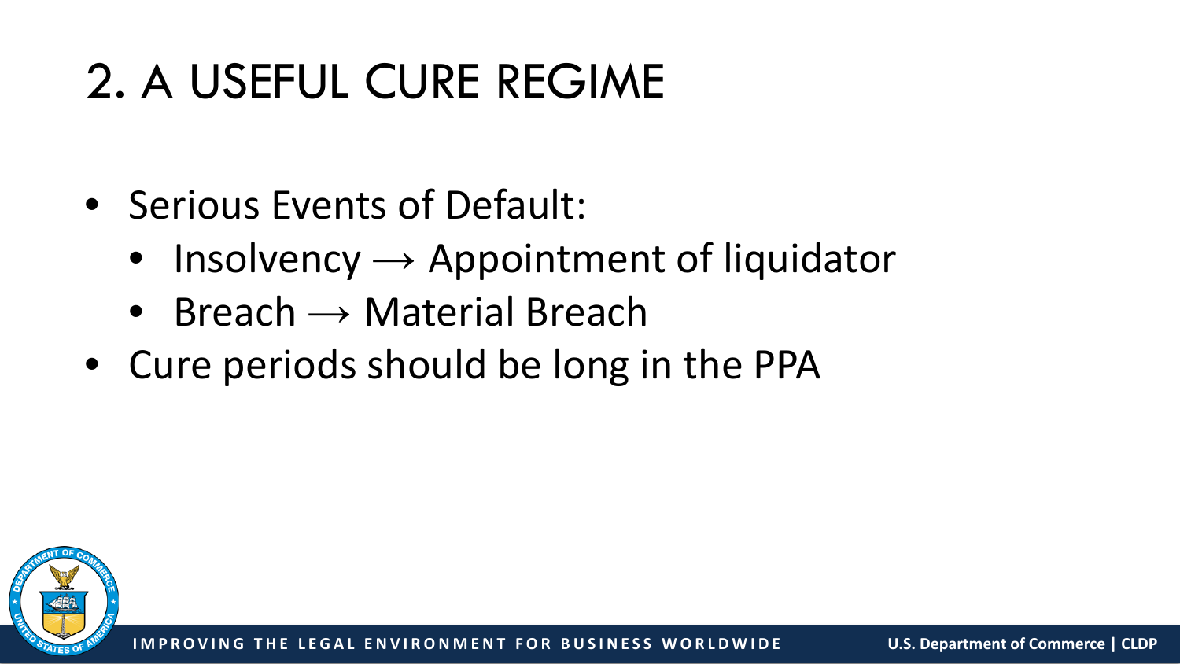# 2. A USEFUL CURE REGIME

- Serious Events of Default:
  - Insolvency → Appointment of liquidator
  - Breach → Material Breach
- Cure periods should be long in the PPA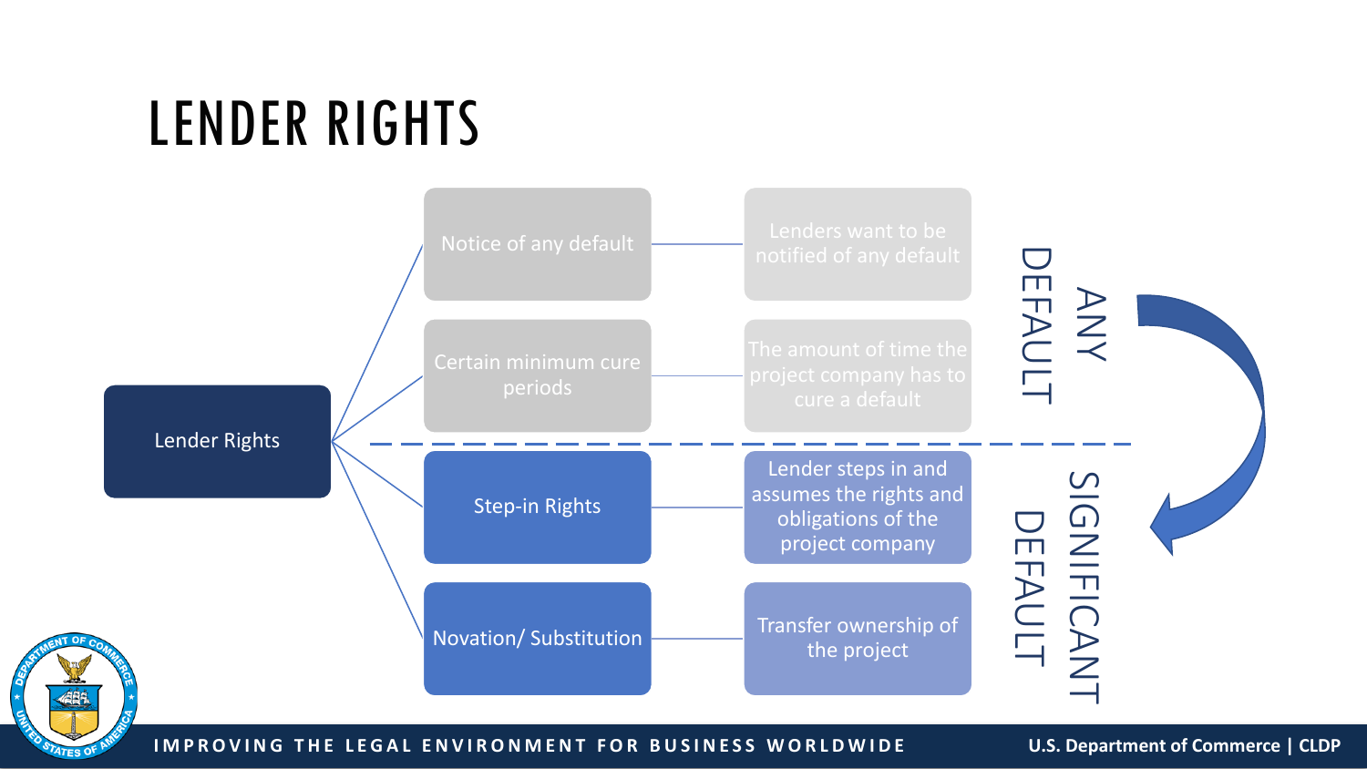# LENDER RIGHTS

| Lender Rights | Right | Description | Trigger |
| --- | --- | --- | --- |
| | Notice of any default | Lenders want to be notified of any default | ANY DEFAULT |
| | Certain minimum cure periods | The amount of time the project company has to cure a default | ANY DEFAULT |
| | Step-in Rights | Lender steps in and assumes the rights and obligations of the project company | SIGNIFICANT DEFAULT |
| | Novation/ Substitution | Transfer ownership of the project | SIGNIFICANT DEFAULT |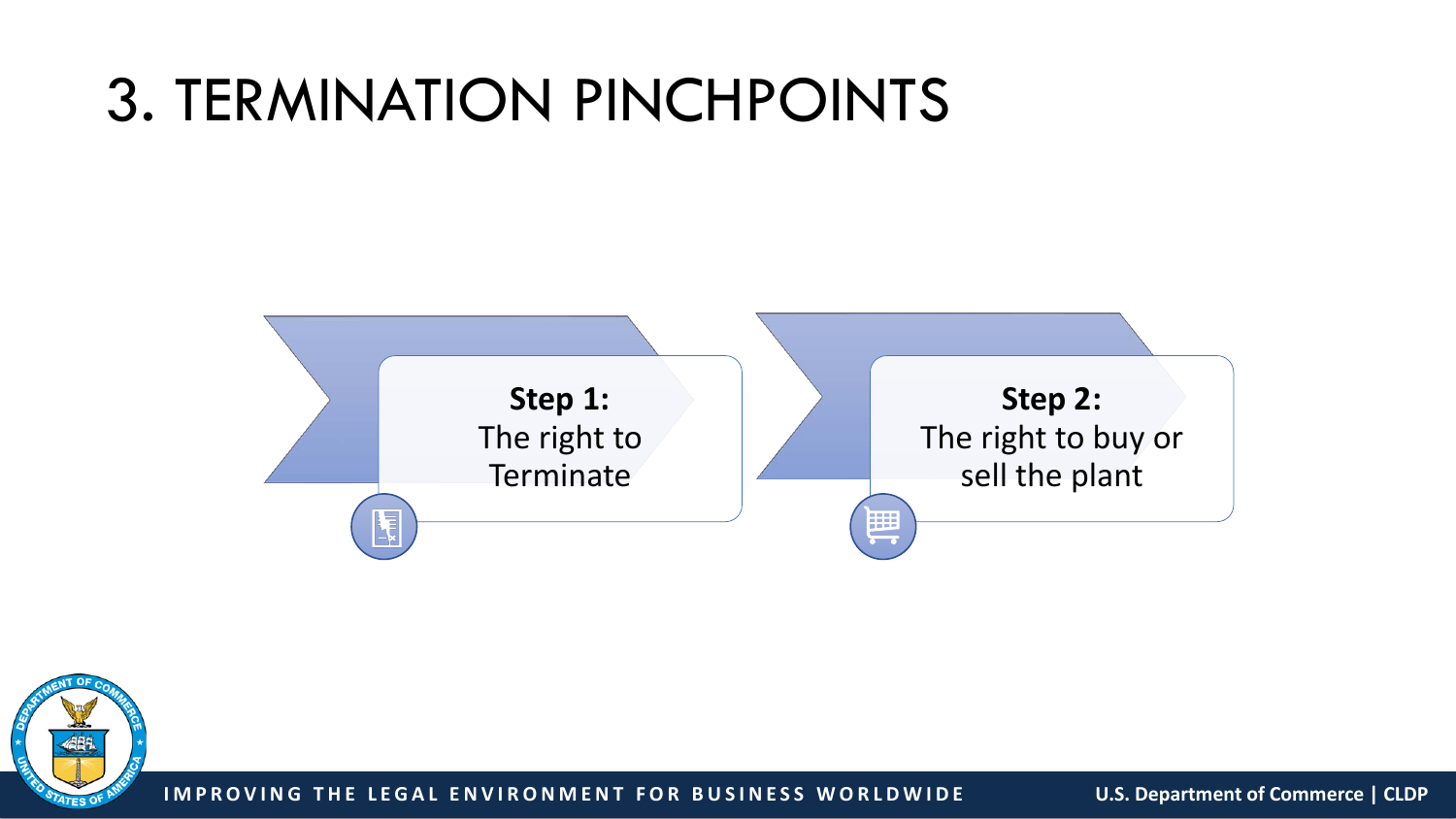# 3. TERMINATION PINCHPOINTS

**Step 1:**
The right to Terminate

**Step 2:**
The right to buy or sell the plant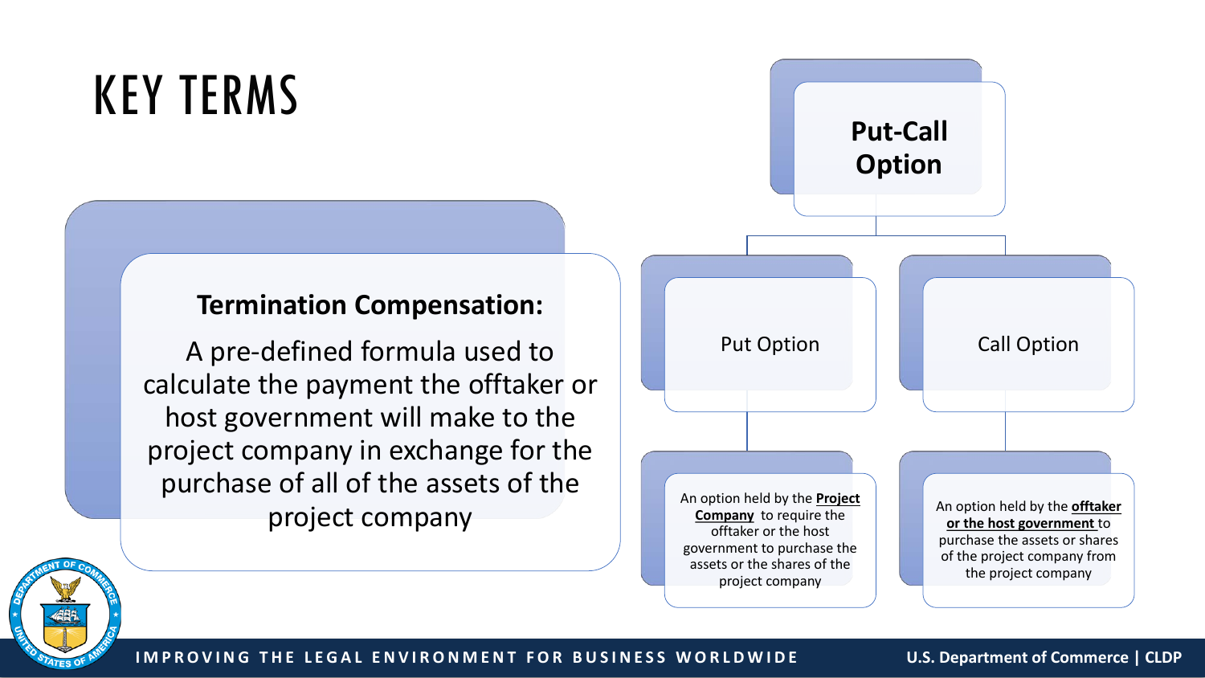# KEY TERMS

**Termination Compensation:**

A pre-defined formula used to calculate the payment the offtaker or host government will make to the project company in exchange for the purchase of all of the assets of the project company

## Put-Call Option

### Put Option

An option held by the **<u>Project Company</u>** to require the offtaker or the host government to purchase the assets or the shares of the project company

### Call Option

An option held by the **<u>offtaker or the host government</u>** to purchase the assets or shares of the project company from the project company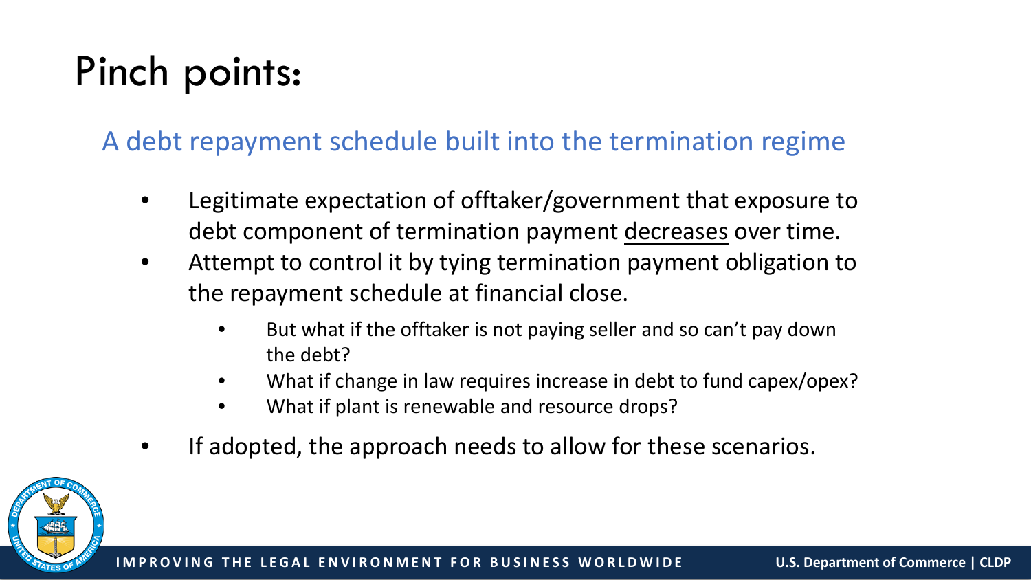# Pinch points:

## A debt repayment schedule built into the termination regime

- Legitimate expectation of offtaker/government that exposure to debt component of termination payment <u>decreases</u> over time.
- Attempt to control it by tying termination payment obligation to the repayment schedule at financial close.
  - But what if the offtaker is not paying seller and so can't pay down the debt?
  - What if change in law requires increase in debt to fund capex/opex?
  - What if plant is renewable and resource drops?
- If adopted, the approach needs to allow for these scenarios.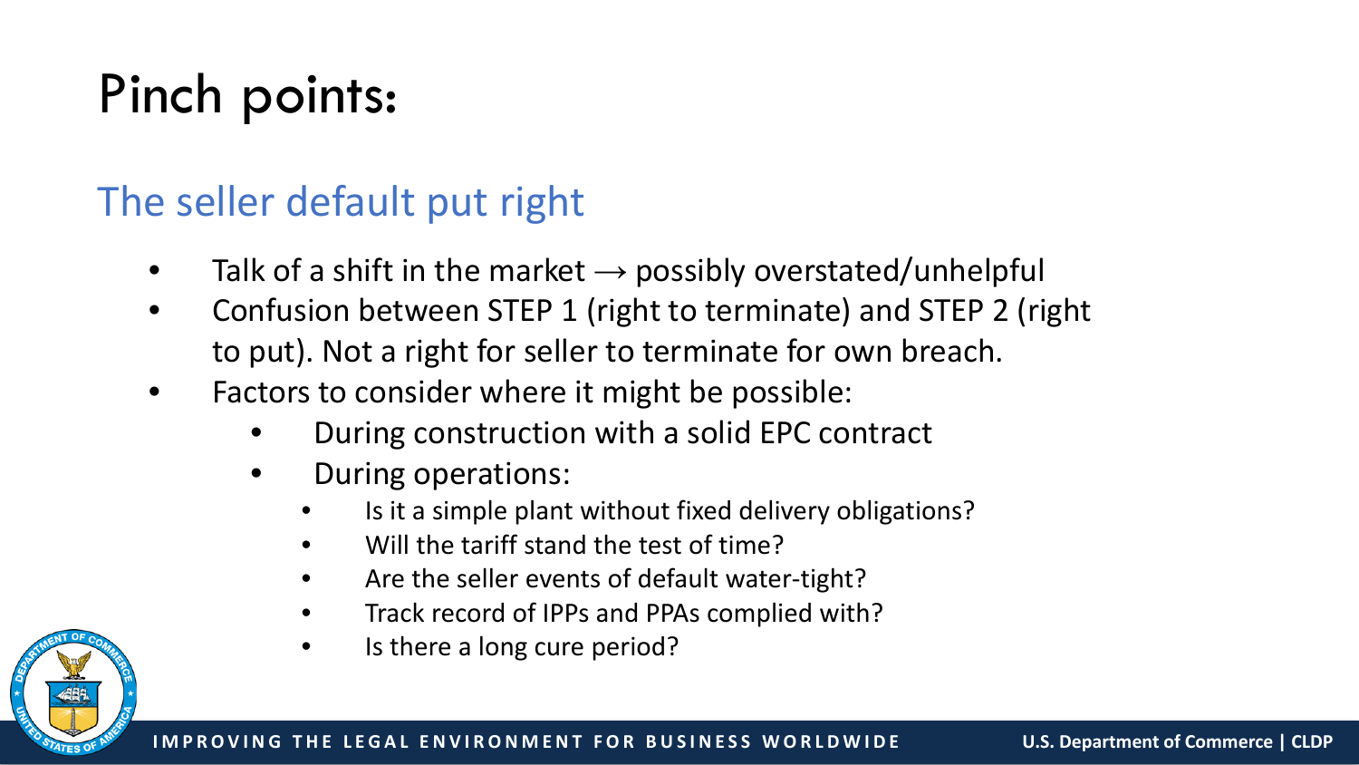# Pinch points:

## The seller default put right

- Talk of a shift in the market → possibly overstated/unhelpful
- Confusion between STEP 1 (right to terminate) and STEP 2 (right to put). Not a right for seller to terminate for own breach.
- Factors to consider where it might be possible:
  - During construction with a solid EPC contract
  - During operations:
    - Is it a simple plant without fixed delivery obligations?
    - Will the tariff stand the test of time?
    - Are the seller events of default water-tight?
    - Track record of IPPs and PPAs complied with?
    - Is there a long cure period?